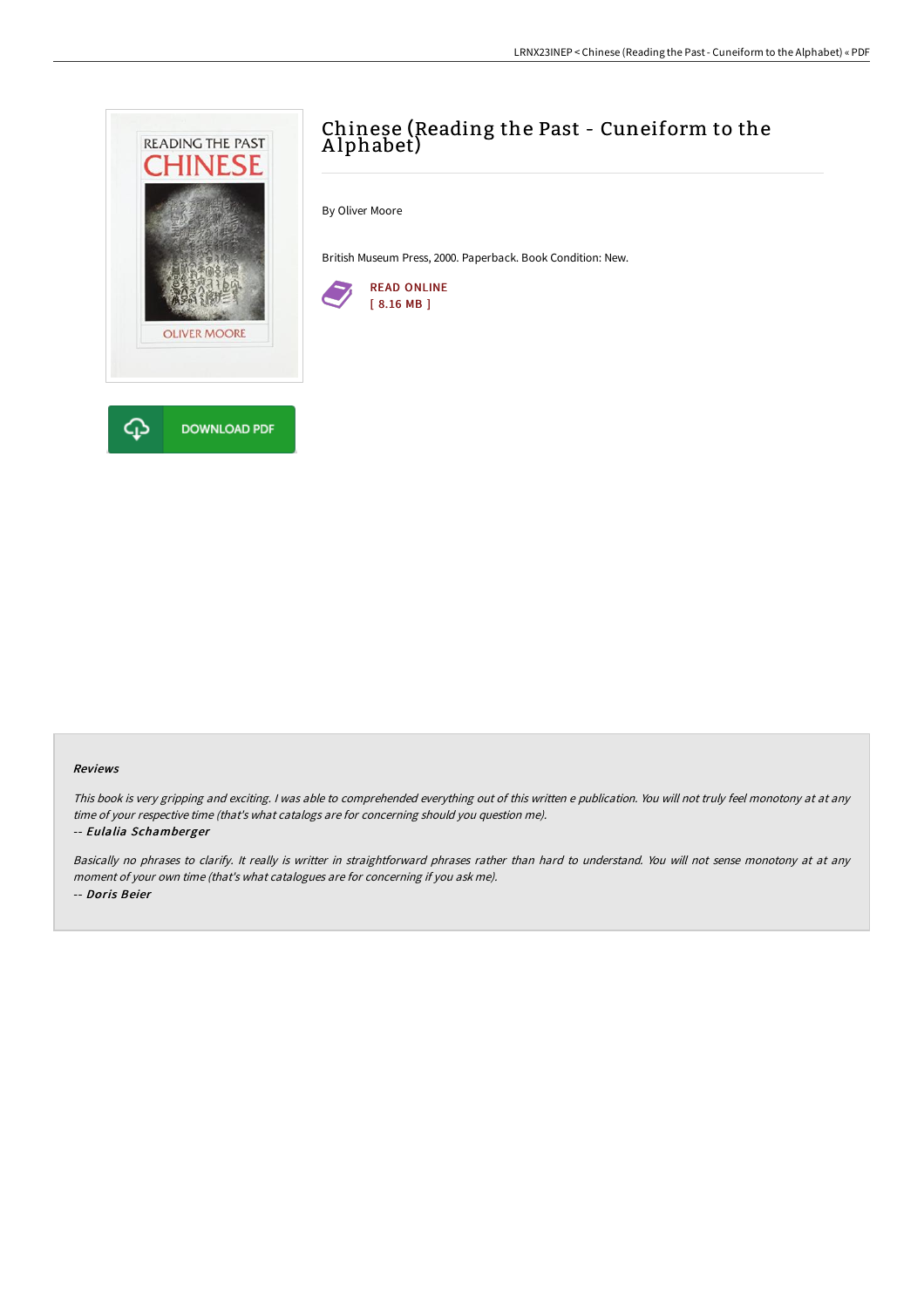# Chinese (Reading the Past - Cuneiform to the Alphabet)

By Oliver Moore

British Museum Press, 2000. Paperback. Book Condition: New.

READ ONLINE
[ 8.16 MB ]

DOWNLOAD PDF

### Reviews

*This book is very gripping and exciting. I was able to comprehended everything out of this written e publication. You will not truly feel monotony at at any time of your respective time (that's what catalogs are for concerning should you question me).*

-- ***Eulalia Schamberger***

*Basically no phrases to clarify. It really is writter in straightforward phrases rather than hard to understand. You will not sense monotony at at any moment of your own time (that's what catalogues are for concerning if you ask me).*

-- ***Doris Beier***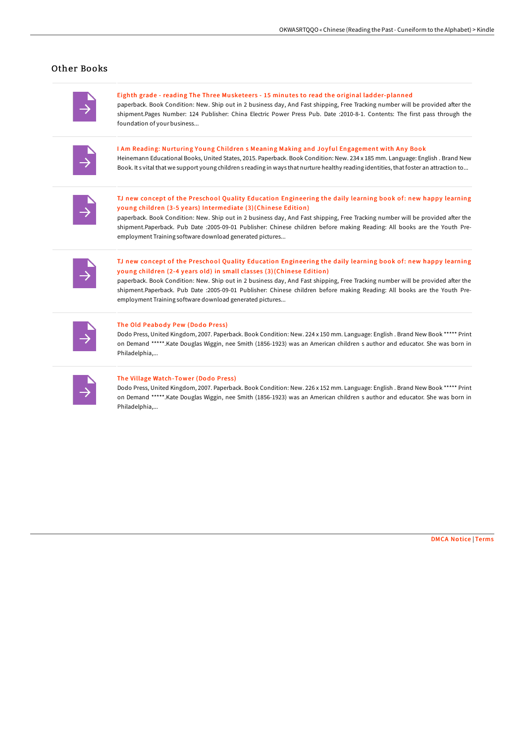## Other Books

**Eighth grade - reading The Three Musketeers - 15 minutes to read the original ladder-planned**

paperback. Book Condition: New. Ship out in 2 business day, And Fast shipping, Free Tracking number will be provided after the shipment.Pages Number: 124 Publisher: China Electric Power Press Pub. Date :2010-8-1. Contents: The first pass through the foundation of your business...

**I Am Reading: Nurturing Young Children s Meaning Making and Joyful Engagement with Any Book**

Heinemann Educational Books, United States, 2015. Paperback. Book Condition: New. 234 x 185 mm. Language: English . Brand New Book. It s vital that we support young children s reading in ways that nurture healthy reading identities, that foster an attraction to...

**TJ new concept of the Preschool Quality Education Engineering the daily learning book of: new happy learning young children (3-5 years) Intermediate (3)(Chinese Edition)**

paperback. Book Condition: New. Ship out in 2 business day, And Fast shipping, Free Tracking number will be provided after the shipment.Paperback. Pub Date :2005-09-01 Publisher: Chinese children before making Reading: All books are the Youth Pre-employment Training software download generated pictures...

**TJ new concept of the Preschool Quality Education Engineering the daily learning book of: new happy learning young children (2-4 years old) in small classes (3)(Chinese Edition)**

paperback. Book Condition: New. Ship out in 2 business day, And Fast shipping, Free Tracking number will be provided after the shipment.Paperback. Pub Date :2005-09-01 Publisher: Chinese children before making Reading: All books are the Youth Pre-employment Training software download generated pictures...

**The Old Peabody Pew (Dodo Press)**

Dodo Press, United Kingdom, 2007. Paperback. Book Condition: New. 224 x 150 mm. Language: English . Brand New Book ***** Print on Demand *****.Kate Douglas Wiggin, nee Smith (1856-1923) was an American children s author and educator. She was born in Philadelphia,...

**The Village Watch-Tower (Dodo Press)**

Dodo Press, United Kingdom, 2007. Paperback. Book Condition: New. 226 x 152 mm. Language: English . Brand New Book ***** Print on Demand *****.Kate Douglas Wiggin, nee Smith (1856-1923) was an American children s author and educator. She was born in Philadelphia,...